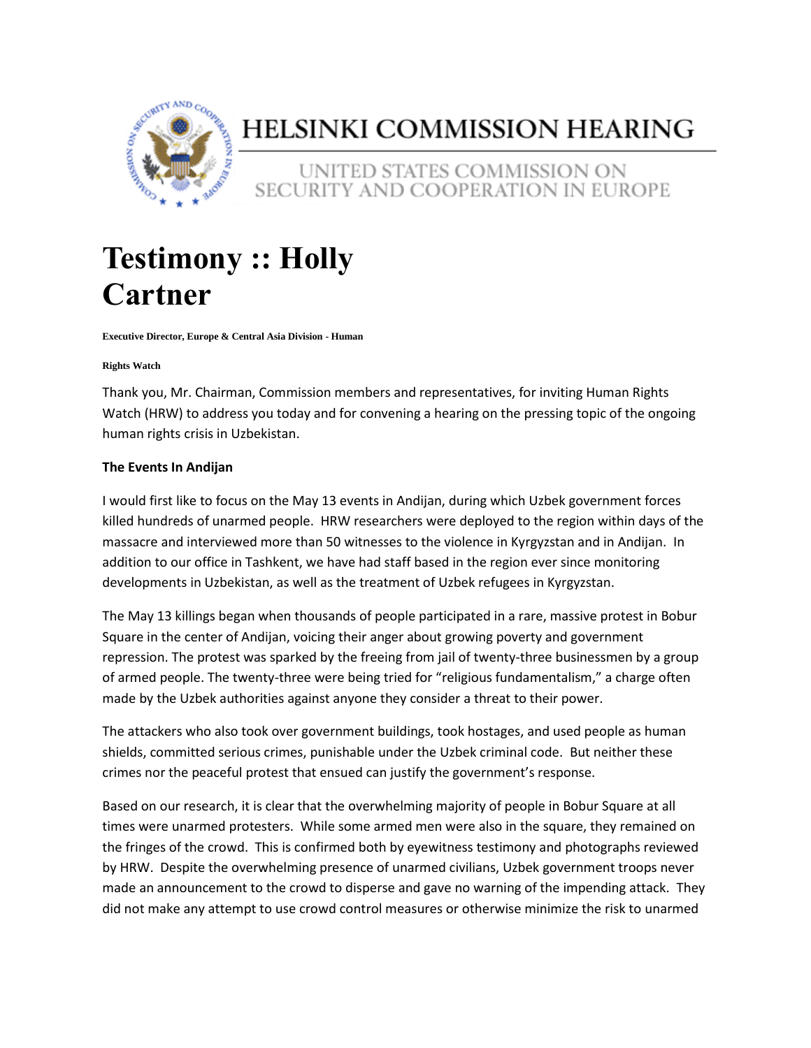# HELSINKI COMMISSION HEARING

UNITED STATES COMMISSION ON SECURITY AND COOPERATION IN EUROPE

# Testimony :: Holly Cartner

**Executive Director, Europe & Central Asia Division - Human Rights Watch**

Thank you, Mr. Chairman, Commission members and representatives, for inviting Human Rights Watch (HRW) to address you today and for convening a hearing on the pressing topic of the ongoing human rights crisis in Uzbekistan.

**The Events In Andijan**

I would first like to focus on the May 13 events in Andijan, during which Uzbek government forces killed hundreds of unarmed people. HRW researchers were deployed to the region within days of the massacre and interviewed more than 50 witnesses to the violence in Kyrgyzstan and in Andijan. In addition to our office in Tashkent, we have had staff based in the region ever since monitoring developments in Uzbekistan, as well as the treatment of Uzbek refugees in Kyrgyzstan.

The May 13 killings began when thousands of people participated in a rare, massive protest in Bobur Square in the center of Andijan, voicing their anger about growing poverty and government repression. The protest was sparked by the freeing from jail of twenty-three businessmen by a group of armed people. The twenty-three were being tried for "religious fundamentalism," a charge often made by the Uzbek authorities against anyone they consider a threat to their power.

The attackers who also took over government buildings, took hostages, and used people as human shields, committed serious crimes, punishable under the Uzbek criminal code. But neither these crimes nor the peaceful protest that ensued can justify the government's response.

Based on our research, it is clear that the overwhelming majority of people in Bobur Square at all times were unarmed protesters. While some armed men were also in the square, they remained on the fringes of the crowd. This is confirmed both by eyewitness testimony and photographs reviewed by HRW. Despite the overwhelming presence of unarmed civilians, Uzbek government troops never made an announcement to the crowd to disperse and gave no warning of the impending attack. They did not make any attempt to use crowd control measures or otherwise minimize the risk to unarmed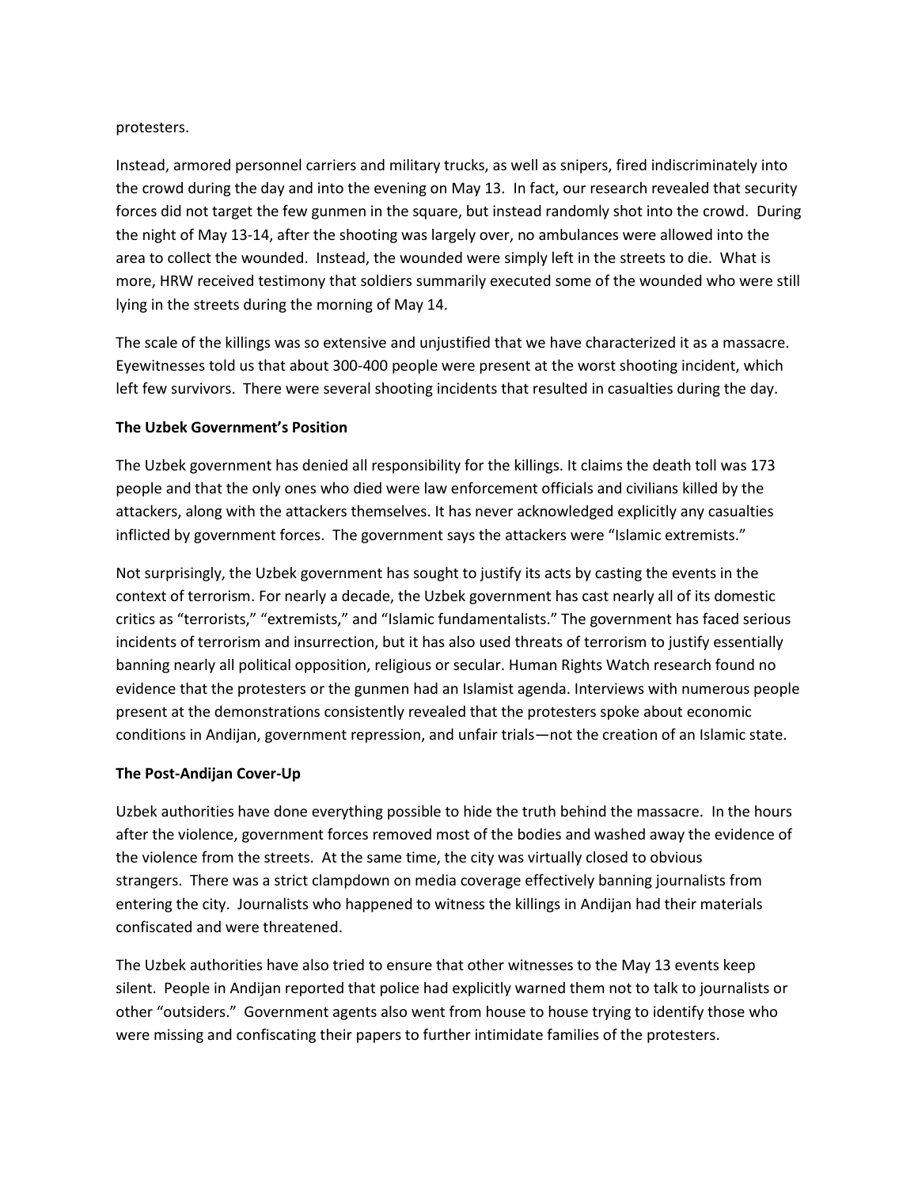protesters.

Instead, armored personnel carriers and military trucks, as well as snipers, fired indiscriminately into the crowd during the day and into the evening on May 13. In fact, our research revealed that security forces did not target the few gunmen in the square, but instead randomly shot into the crowd. During the night of May 13-14, after the shooting was largely over, no ambulances were allowed into the area to collect the wounded. Instead, the wounded were simply left in the streets to die. What is more, HRW received testimony that soldiers summarily executed some of the wounded who were still lying in the streets during the morning of May 14.

The scale of the killings was so extensive and unjustified that we have characterized it as a massacre. Eyewitnesses told us that about 300-400 people were present at the worst shooting incident, which left few survivors. There were several shooting incidents that resulted in casualties during the day.

**The Uzbek Government's Position**

The Uzbek government has denied all responsibility for the killings. It claims the death toll was 173 people and that the only ones who died were law enforcement officials and civilians killed by the attackers, along with the attackers themselves. It has never acknowledged explicitly any casualties inflicted by government forces. The government says the attackers were "Islamic extremists."

Not surprisingly, the Uzbek government has sought to justify its acts by casting the events in the context of terrorism. For nearly a decade, the Uzbek government has cast nearly all of its domestic critics as "terrorists," "extremists," and "Islamic fundamentalists." The government has faced serious incidents of terrorism and insurrection, but it has also used threats of terrorism to justify essentially banning nearly all political opposition, religious or secular. Human Rights Watch research found no evidence that the protesters or the gunmen had an Islamist agenda. Interviews with numerous people present at the demonstrations consistently revealed that the protesters spoke about economic conditions in Andijan, government repression, and unfair trials—not the creation of an Islamic state.

**The Post-Andijan Cover-Up**

Uzbek authorities have done everything possible to hide the truth behind the massacre. In the hours after the violence, government forces removed most of the bodies and washed away the evidence of the violence from the streets. At the same time, the city was virtually closed to obvious strangers. There was a strict clampdown on media coverage effectively banning journalists from entering the city. Journalists who happened to witness the killings in Andijan had their materials confiscated and were threatened.

The Uzbek authorities have also tried to ensure that other witnesses to the May 13 events keep silent. People in Andijan reported that police had explicitly warned them not to talk to journalists or other "outsiders." Government agents also went from house to house trying to identify those who were missing and confiscating their papers to further intimidate families of the protesters.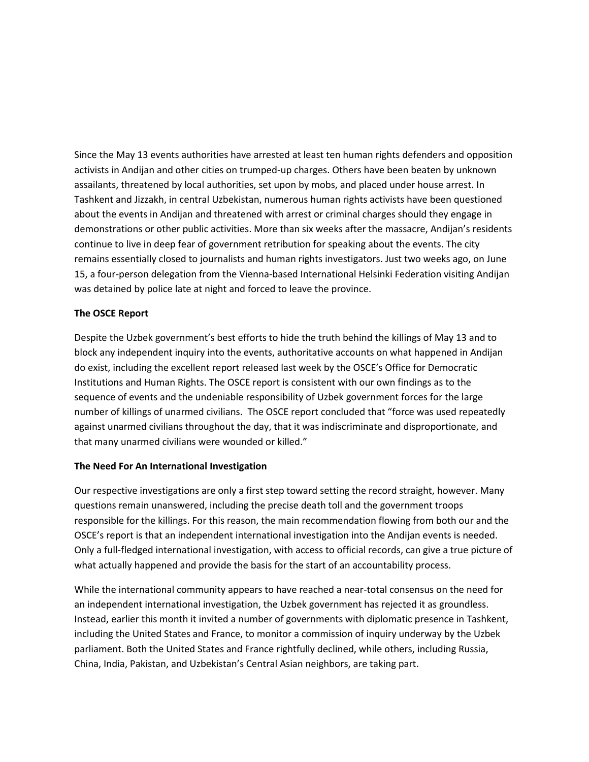Since the May 13 events authorities have arrested at least ten human rights defenders and opposition activists in Andijan and other cities on trumped-up charges. Others have been beaten by unknown assailants, threatened by local authorities, set upon by mobs, and placed under house arrest. In Tashkent and Jizzakh, in central Uzbekistan, numerous human rights activists have been questioned about the events in Andijan and threatened with arrest or criminal charges should they engage in demonstrations or other public activities. More than six weeks after the massacre, Andijan's residents continue to live in deep fear of government retribution for speaking about the events. The city remains essentially closed to journalists and human rights investigators. Just two weeks ago, on June 15, a four-person delegation from the Vienna-based International Helsinki Federation visiting Andijan was detained by police late at night and forced to leave the province.

**The OSCE Report**

Despite the Uzbek government's best efforts to hide the truth behind the killings of May 13 and to block any independent inquiry into the events, authoritative accounts on what happened in Andijan do exist, including the excellent report released last week by the OSCE's Office for Democratic Institutions and Human Rights. The OSCE report is consistent with our own findings as to the sequence of events and the undeniable responsibility of Uzbek government forces for the large number of killings of unarmed civilians. The OSCE report concluded that "force was used repeatedly against unarmed civilians throughout the day, that it was indiscriminate and disproportionate, and that many unarmed civilians were wounded or killed."

**The Need For An International Investigation**

Our respective investigations are only a first step toward setting the record straight, however. Many questions remain unanswered, including the precise death toll and the government troops responsible for the killings. For this reason, the main recommendation flowing from both our and the OSCE's report is that an independent international investigation into the Andijan events is needed. Only a full-fledged international investigation, with access to official records, can give a true picture of what actually happened and provide the basis for the start of an accountability process.

While the international community appears to have reached a near-total consensus on the need for an independent international investigation, the Uzbek government has rejected it as groundless. Instead, earlier this month it invited a number of governments with diplomatic presence in Tashkent, including the United States and France, to monitor a commission of inquiry underway by the Uzbek parliament. Both the United States and France rightfully declined, while others, including Russia, China, India, Pakistan, and Uzbekistan's Central Asian neighbors, are taking part.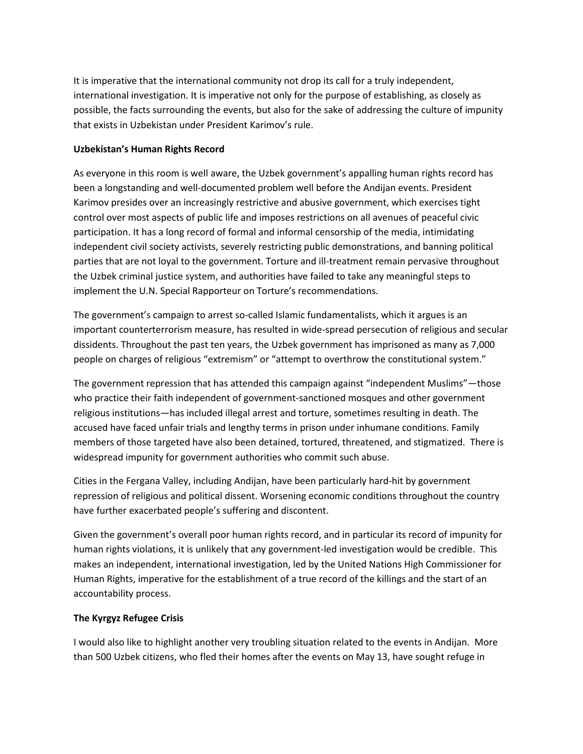It is imperative that the international community not drop its call for a truly independent, international investigation. It is imperative not only for the purpose of establishing, as closely as possible, the facts surrounding the events, but also for the sake of addressing the culture of impunity that exists in Uzbekistan under President Karimov's rule.

**Uzbekistan's Human Rights Record**

As everyone in this room is well aware, the Uzbek government's appalling human rights record has been a longstanding and well-documented problem well before the Andijan events. President Karimov presides over an increasingly restrictive and abusive government, which exercises tight control over most aspects of public life and imposes restrictions on all avenues of peaceful civic participation. It has a long record of formal and informal censorship of the media, intimidating independent civil society activists, severely restricting public demonstrations, and banning political parties that are not loyal to the government. Torture and ill-treatment remain pervasive throughout the Uzbek criminal justice system, and authorities have failed to take any meaningful steps to implement the U.N. Special Rapporteur on Torture's recommendations.

The government's campaign to arrest so-called Islamic fundamentalists, which it argues is an important counterterrorism measure, has resulted in wide-spread persecution of religious and secular dissidents. Throughout the past ten years, the Uzbek government has imprisoned as many as 7,000 people on charges of religious "extremism" or "attempt to overthrow the constitutional system."

The government repression that has attended this campaign against "independent Muslims"—those who practice their faith independent of government-sanctioned mosques and other government religious institutions—has included illegal arrest and torture, sometimes resulting in death. The accused have faced unfair trials and lengthy terms in prison under inhumane conditions. Family members of those targeted have also been detained, tortured, threatened, and stigmatized. There is widespread impunity for government authorities who commit such abuse.

Cities in the Fergana Valley, including Andijan, have been particularly hard-hit by government repression of religious and political dissent. Worsening economic conditions throughout the country have further exacerbated people's suffering and discontent.

Given the government's overall poor human rights record, and in particular its record of impunity for human rights violations, it is unlikely that any government-led investigation would be credible. This makes an independent, international investigation, led by the United Nations High Commissioner for Human Rights, imperative for the establishment of a true record of the killings and the start of an accountability process.

**The Kyrgyz Refugee Crisis**

I would also like to highlight another very troubling situation related to the events in Andijan. More than 500 Uzbek citizens, who fled their homes after the events on May 13, have sought refuge in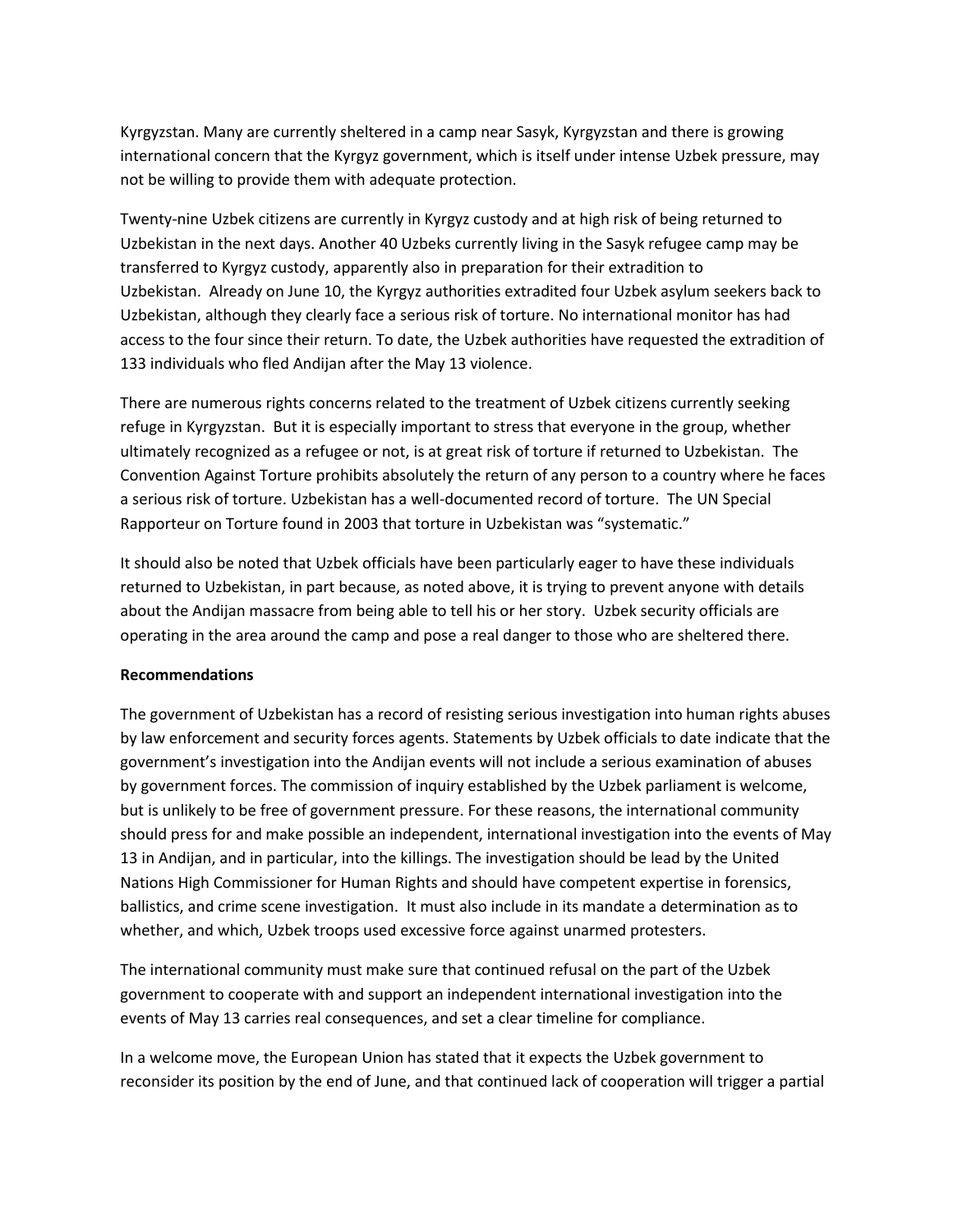Kyrgyzstan. Many are currently sheltered in a camp near Sasyk, Kyrgyzstan and there is growing international concern that the Kyrgyz government, which is itself under intense Uzbek pressure, may not be willing to provide them with adequate protection.

Twenty-nine Uzbek citizens are currently in Kyrgyz custody and at high risk of being returned to Uzbekistan in the next days. Another 40 Uzbeks currently living in the Sasyk refugee camp may be transferred to Kyrgyz custody, apparently also in preparation for their extradition to Uzbekistan. Already on June 10, the Kyrgyz authorities extradited four Uzbek asylum seekers back to Uzbekistan, although they clearly face a serious risk of torture. No international monitor has had access to the four since their return. To date, the Uzbek authorities have requested the extradition of 133 individuals who fled Andijan after the May 13 violence.

There are numerous rights concerns related to the treatment of Uzbek citizens currently seeking refuge in Kyrgyzstan. But it is especially important to stress that everyone in the group, whether ultimately recognized as a refugee or not, is at great risk of torture if returned to Uzbekistan. The Convention Against Torture prohibits absolutely the return of any person to a country where he faces a serious risk of torture. Uzbekistan has a well-documented record of torture. The UN Special Rapporteur on Torture found in 2003 that torture in Uzbekistan was "systematic."

It should also be noted that Uzbek officials have been particularly eager to have these individuals returned to Uzbekistan, in part because, as noted above, it is trying to prevent anyone with details about the Andijan massacre from being able to tell his or her story. Uzbek security officials are operating in the area around the camp and pose a real danger to those who are sheltered there.

**Recommendations**

The government of Uzbekistan has a record of resisting serious investigation into human rights abuses by law enforcement and security forces agents. Statements by Uzbek officials to date indicate that the government's investigation into the Andijan events will not include a serious examination of abuses by government forces. The commission of inquiry established by the Uzbek parliament is welcome, but is unlikely to be free of government pressure. For these reasons, the international community should press for and make possible an independent, international investigation into the events of May 13 in Andijan, and in particular, into the killings. The investigation should be lead by the United Nations High Commissioner for Human Rights and should have competent expertise in forensics, ballistics, and crime scene investigation. It must also include in its mandate a determination as to whether, and which, Uzbek troops used excessive force against unarmed protesters.

The international community must make sure that continued refusal on the part of the Uzbek government to cooperate with and support an independent international investigation into the events of May 13 carries real consequences, and set a clear timeline for compliance.

In a welcome move, the European Union has stated that it expects the Uzbek government to reconsider its position by the end of June, and that continued lack of cooperation will trigger a partial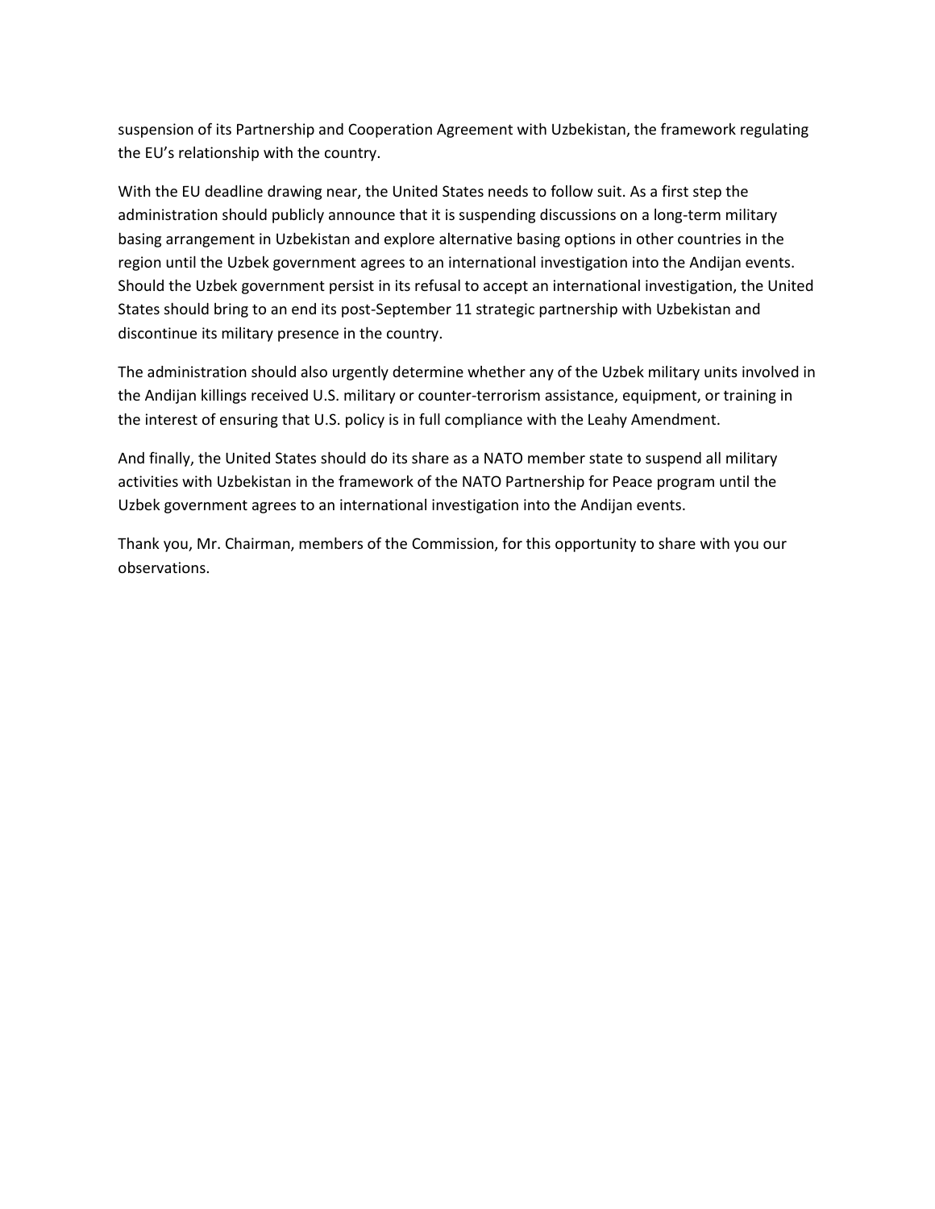suspension of its Partnership and Cooperation Agreement with Uzbekistan, the framework regulating the EU's relationship with the country.

With the EU deadline drawing near, the United States needs to follow suit. As a first step the administration should publicly announce that it is suspending discussions on a long-term military basing arrangement in Uzbekistan and explore alternative basing options in other countries in the region until the Uzbek government agrees to an international investigation into the Andijan events. Should the Uzbek government persist in its refusal to accept an international investigation, the United States should bring to an end its post-September 11 strategic partnership with Uzbekistan and discontinue its military presence in the country.

The administration should also urgently determine whether any of the Uzbek military units involved in the Andijan killings received U.S. military or counter-terrorism assistance, equipment, or training in the interest of ensuring that U.S. policy is in full compliance with the Leahy Amendment.

And finally, the United States should do its share as a NATO member state to suspend all military activities with Uzbekistan in the framework of the NATO Partnership for Peace program until the Uzbek government agrees to an international investigation into the Andijan events.

Thank you, Mr. Chairman, members of the Commission, for this opportunity to share with you our observations.